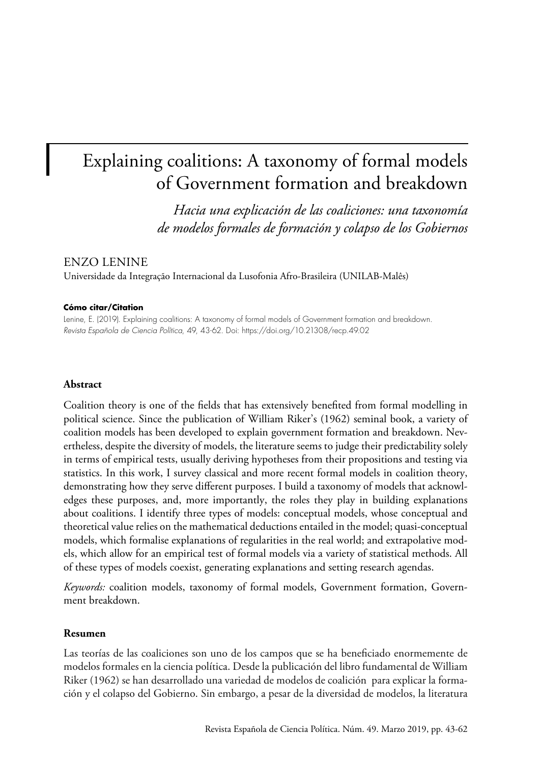# Explaining coalitions: A taxonomy of formal models of Government formation and breakdown

*Hacia una explicación de las coaliciones: una taxonomía de modelos formales de formación y colapso de los Gobiernos*

ENZO LENINE

Universidade da Integração Internacional da Lusofonia Afro-Brasileira (UNILAB-Malês)

**Cómo citar/Citation**

Lenine, E. (2019). Explaining coalitions: A taxonomy of formal models of Government formation and breakdown. *Revista Española de Ciencia Política*, 49, 43-62. Doi: https://doi.org/10.21308/recp.49.02

## Abstract

Coalition theory is one of the fields that has extensively benefited from formal modelling in political science. Since the publication of William Riker's (1962) seminal book, a variety of coalition models has been developed to explain government formation and breakdown. Nevertheless, despite the diversity of models, the literature seems to judge their predictability solely in terms of empirical tests, usually deriving hypotheses from their propositions and testing via statistics. In this work, I survey classical and more recent formal models in coalition theory, demonstrating how they serve different purposes. I build a taxonomy of models that acknowledges these purposes, and, more importantly, the roles they play in building explanations about coalitions. I identify three types of models: conceptual models, whose conceptual and theoretical value relies on the mathematical deductions entailed in the model; quasi-conceptual models, which formalise explanations of regularities in the real world; and extrapolative models, which allow for an empirical test of formal models via a variety of statistical methods. All of these types of models coexist, generating explanations and setting research agendas.

*Keywords:* coalition models, taxonomy of formal models, Government formation, Government breakdown.

## Resumen

Las teorías de las coaliciones son uno de los campos que se ha beneficiado enormemente de modelos formales en la ciencia política. Desde la publicación del libro fundamental de William Riker (1962) se han desarrollado una variedad de modelos de coalición para explicar la formación y el colapso del Gobierno. Sin embargo, a pesar de la diversidad de modelos, la literatura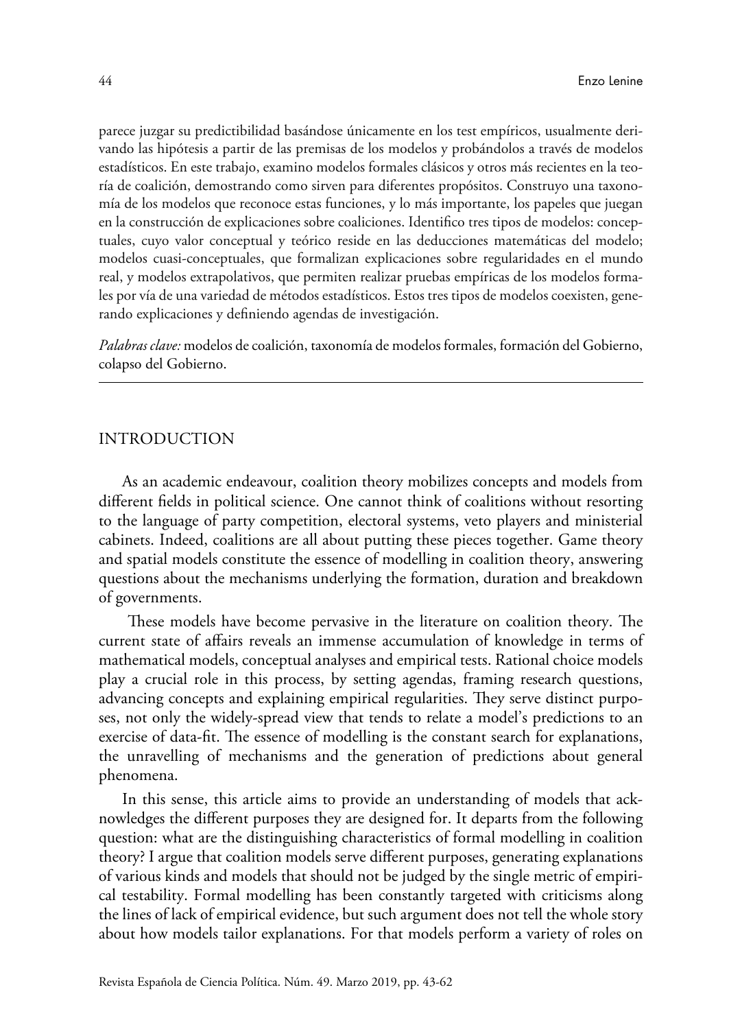parece juzgar su predictibilidad basándose únicamente en los test empíricos, usualmente derivando las hipótesis a partir de las premisas de los modelos y probándolos a través de modelos estadísticos. En este trabajo, examino modelos formales clásicos y otros más recientes en la teoría de coalición, demostrando como sirven para diferentes propósitos. Construyo una taxonomía de los modelos que reconoce estas funciones, y lo más importante, los papeles que juegan en la construcción de explicaciones sobre coaliciones. Identifico tres tipos de modelos: conceptuales, cuyo valor conceptual y teórico reside en las deducciones matemáticas del modelo; modelos cuasi-conceptuales, que formalizan explicaciones sobre regularidades en el mundo real, y modelos extrapolativos, que permiten realizar pruebas empíricas de los modelos formales por vía de una variedad de métodos estadísticos. Estos tres tipos de modelos coexisten, generando explicaciones y definiendo agendas de investigación.

*Palabras clave:* modelos de coalición, taxonomía de modelos formales, formación del Gobierno, colapso del Gobierno.

---

## INTRODUCTION

As an academic endeavour, coalition theory mobilizes concepts and models from different fields in political science. One cannot think of coalitions without resorting to the language of party competition, electoral systems, veto players and ministerial cabinets. Indeed, coalitions are all about putting these pieces together. Game theory and spatial models constitute the essence of modelling in coalition theory, answering questions about the mechanisms underlying the formation, duration and breakdown of governments.

These models have become pervasive in the literature on coalition theory. The current state of affairs reveals an immense accumulation of knowledge in terms of mathematical models, conceptual analyses and empirical tests. Rational choice models play a crucial role in this process, by setting agendas, framing research questions, advancing concepts and explaining empirical regularities. They serve distinct purposes, not only the widely-spread view that tends to relate a model's predictions to an exercise of data-fit. The essence of modelling is the constant search for explanations, the unravelling of mechanisms and the generation of predictions about general phenomena.

In this sense, this article aims to provide an understanding of models that acknowledges the different purposes they are designed for. It departs from the following question: what are the distinguishing characteristics of formal modelling in coalition theory? I argue that coalition models serve different purposes, generating explanations of various kinds and models that should not be judged by the single metric of empirical testability. Formal modelling has been constantly targeted with criticisms along the lines of lack of empirical evidence, but such argument does not tell the whole story about how models tailor explanations. For that models perform a variety of roles on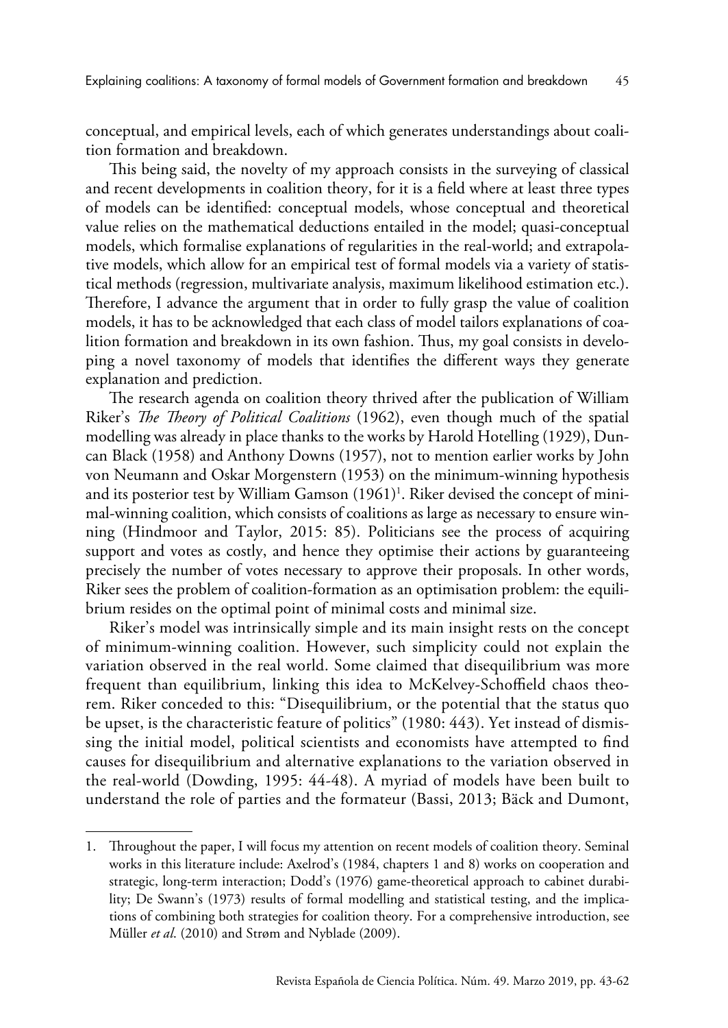conceptual, and empirical levels, each of which generates understandings about coalition formation and breakdown.

This being said, the novelty of my approach consists in the surveying of classical and recent developments in coalition theory, for it is a field where at least three types of models can be identified: conceptual models, whose conceptual and theoretical value relies on the mathematical deductions entailed in the model; quasi-conceptual models, which formalise explanations of regularities in the real-world; and extrapolative models, which allow for an empirical test of formal models via a variety of statistical methods (regression, multivariate analysis, maximum likelihood estimation etc.). Therefore, I advance the argument that in order to fully grasp the value of coalition models, it has to be acknowledged that each class of model tailors explanations of coalition formation and breakdown in its own fashion. Thus, my goal consists in developing a novel taxonomy of models that identifies the different ways they generate explanation and prediction.

The research agenda on coalition theory thrived after the publication of William Riker's *The Theory of Political Coalitions* (1962), even though much of the spatial modelling was already in place thanks to the works by Harold Hotelling (1929), Duncan Black (1958) and Anthony Downs (1957), not to mention earlier works by John von Neumann and Oskar Morgenstern (1953) on the minimum-winning hypothesis and its posterior test by William Gamson (1961)[1]. Riker devised the concept of minimal-winning coalition, which consists of coalitions as large as necessary to ensure winning (Hindmoor and Taylor, 2015: 85). Politicians see the process of acquiring support and votes as costly, and hence they optimise their actions by guaranteeing precisely the number of votes necessary to approve their proposals. In other words, Riker sees the problem of coalition-formation as an optimisation problem: the equilibrium resides on the optimal point of minimal costs and minimal size.

Riker's model was intrinsically simple and its main insight rests on the concept of minimum-winning coalition. However, such simplicity could not explain the variation observed in the real world. Some claimed that disequilibrium was more frequent than equilibrium, linking this idea to McKelvey-Schoffield chaos theorem. Riker conceded to this: "Disequilibrium, or the potential that the status quo be upset, is the characteristic feature of politics" (1980: 443). Yet instead of dismissing the initial model, political scientists and economists have attempted to find causes for disequilibrium and alternative explanations to the variation observed in the real-world (Dowding, 1995: 44-48). A myriad of models have been built to understand the role of parties and the formateur (Bassi, 2013; Bäck and Dumont,

1. Throughout the paper, I will focus my attention on recent models of coalition theory. Seminal works in this literature include: Axelrod's (1984, chapters 1 and 8) works on cooperation and strategic, long-term interaction; Dodd's (1976) game-theoretical approach to cabinet durability; De Swann's (1973) results of formal modelling and statistical testing, and the implications of combining both strategies for coalition theory. For a comprehensive introduction, see Müller *et al.* (2010) and Strøm and Nyblade (2009).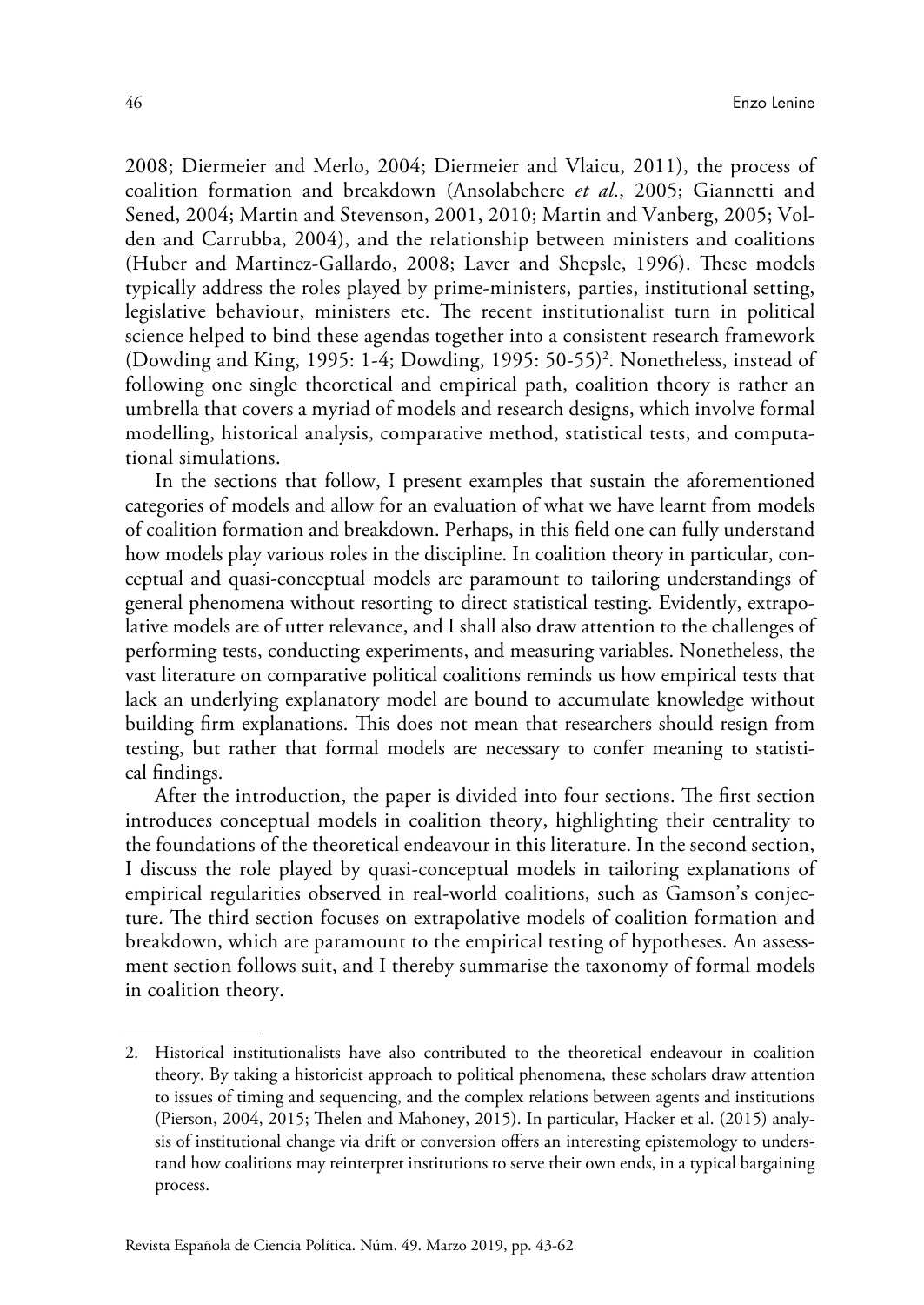2008; Diermeier and Merlo, 2004; Diermeier and Vlaicu, 2011), the process of coalition formation and breakdown (Ansolabehere *et al.*, 2005; Giannetti and Sened, 2004; Martin and Stevenson, 2001, 2010; Martin and Vanberg, 2005; Volden and Carrubba, 2004), and the relationship between ministers and coalitions (Huber and Martinez-Gallardo, 2008; Laver and Shepsle, 1996). These models typically address the roles played by prime-ministers, parties, institutional setting, legislative behaviour, ministers etc. The recent institutionalist turn in political science helped to bind these agendas together into a consistent research framework (Dowding and King, 1995: 1-4; Dowding, 1995: 50-55)[2]. Nonetheless, instead of following one single theoretical and empirical path, coalition theory is rather an umbrella that covers a myriad of models and research designs, which involve formal modelling, historical analysis, comparative method, statistical tests, and computational simulations.

In the sections that follow, I present examples that sustain the aforementioned categories of models and allow for an evaluation of what we have learnt from models of coalition formation and breakdown. Perhaps, in this field one can fully understand how models play various roles in the discipline. In coalition theory in particular, conceptual and quasi-conceptual models are paramount to tailoring understandings of general phenomena without resorting to direct statistical testing. Evidently, extrapolative models are of utter relevance, and I shall also draw attention to the challenges of performing tests, conducting experiments, and measuring variables. Nonetheless, the vast literature on comparative political coalitions reminds us how empirical tests that lack an underlying explanatory model are bound to accumulate knowledge without building firm explanations. This does not mean that researchers should resign from testing, but rather that formal models are necessary to confer meaning to statistical findings.

After the introduction, the paper is divided into four sections. The first section introduces conceptual models in coalition theory, highlighting their centrality to the foundations of the theoretical endeavour in this literature. In the second section, I discuss the role played by quasi-conceptual models in tailoring explanations of empirical regularities observed in real-world coalitions, such as Gamson's conjecture. The third section focuses on extrapolative models of coalition formation and breakdown, which are paramount to the empirical testing of hypotheses. An assessment section follows suit, and I thereby summarise the taxonomy of formal models in coalition theory.

---

2. Historical institutionalists have also contributed to the theoretical endeavour in coalition theory. By taking a historicist approach to political phenomena, these scholars draw attention to issues of timing and sequencing, and the complex relations between agents and institutions (Pierson, 2004, 2015; Thelen and Mahoney, 2015). In particular, Hacker et al. (2015) analysis of institutional change via drift or conversion offers an interesting epistemology to understand how coalitions may reinterpret institutions to serve their own ends, in a typical bargaining process.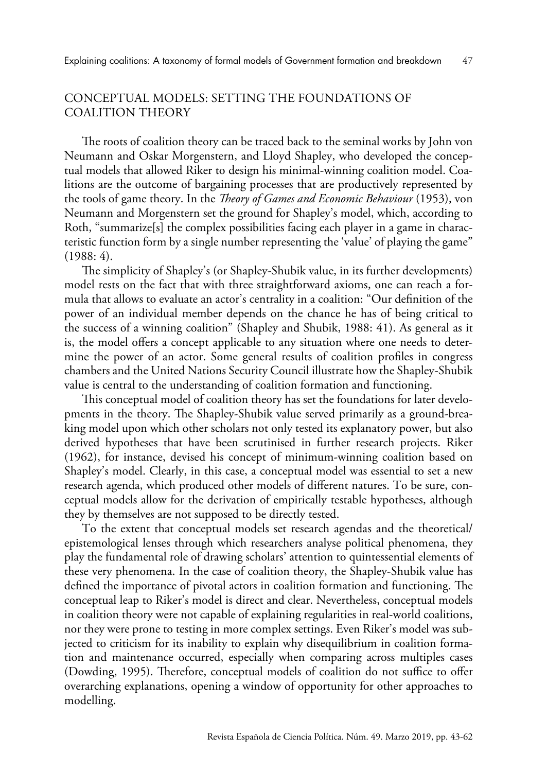## CONCEPTUAL MODELS: SETTING THE FOUNDATIONS OF COALITION THEORY

The roots of coalition theory can be traced back to the seminal works by John von Neumann and Oskar Morgenstern, and Lloyd Shapley, who developed the conceptual models that allowed Riker to design his minimal-winning coalition model. Coalitions are the outcome of bargaining processes that are productively represented by the tools of game theory. In the *Theory of Games and Economic Behaviour* (1953), von Neumann and Morgenstern set the ground for Shapley's model, which, according to Roth, "summarize[s] the complex possibilities facing each player in a game in characteristic function form by a single number representing the 'value' of playing the game" (1988: 4).

The simplicity of Shapley's (or Shapley-Shubik value, in its further developments) model rests on the fact that with three straightforward axioms, one can reach a formula that allows to evaluate an actor's centrality in a coalition: "Our definition of the power of an individual member depends on the chance he has of being critical to the success of a winning coalition" (Shapley and Shubik, 1988: 41). As general as it is, the model offers a concept applicable to any situation where one needs to determine the power of an actor. Some general results of coalition profiles in congress chambers and the United Nations Security Council illustrate how the Shapley-Shubik value is central to the understanding of coalition formation and functioning.

This conceptual model of coalition theory has set the foundations for later developments in the theory. The Shapley-Shubik value served primarily as a ground-breaking model upon which other scholars not only tested its explanatory power, but also derived hypotheses that have been scrutinised in further research projects. Riker (1962), for instance, devised his concept of minimum-winning coalition based on Shapley's model. Clearly, in this case, a conceptual model was essential to set a new research agenda, which produced other models of different natures. To be sure, conceptual models allow for the derivation of empirically testable hypotheses, although they by themselves are not supposed to be directly tested.

To the extent that conceptual models set research agendas and the theoretical/epistemological lenses through which researchers analyse political phenomena, they play the fundamental role of drawing scholars' attention to quintessential elements of these very phenomena. In the case of coalition theory, the Shapley-Shubik value has defined the importance of pivotal actors in coalition formation and functioning. The conceptual leap to Riker's model is direct and clear. Nevertheless, conceptual models in coalition theory were not capable of explaining regularities in real-world coalitions, nor they were prone to testing in more complex settings. Even Riker's model was subjected to criticism for its inability to explain why disequilibrium in coalition formation and maintenance occurred, especially when comparing across multiples cases (Dowding, 1995). Therefore, conceptual models of coalition do not suffice to offer overarching explanations, opening a window of opportunity for other approaches to modelling.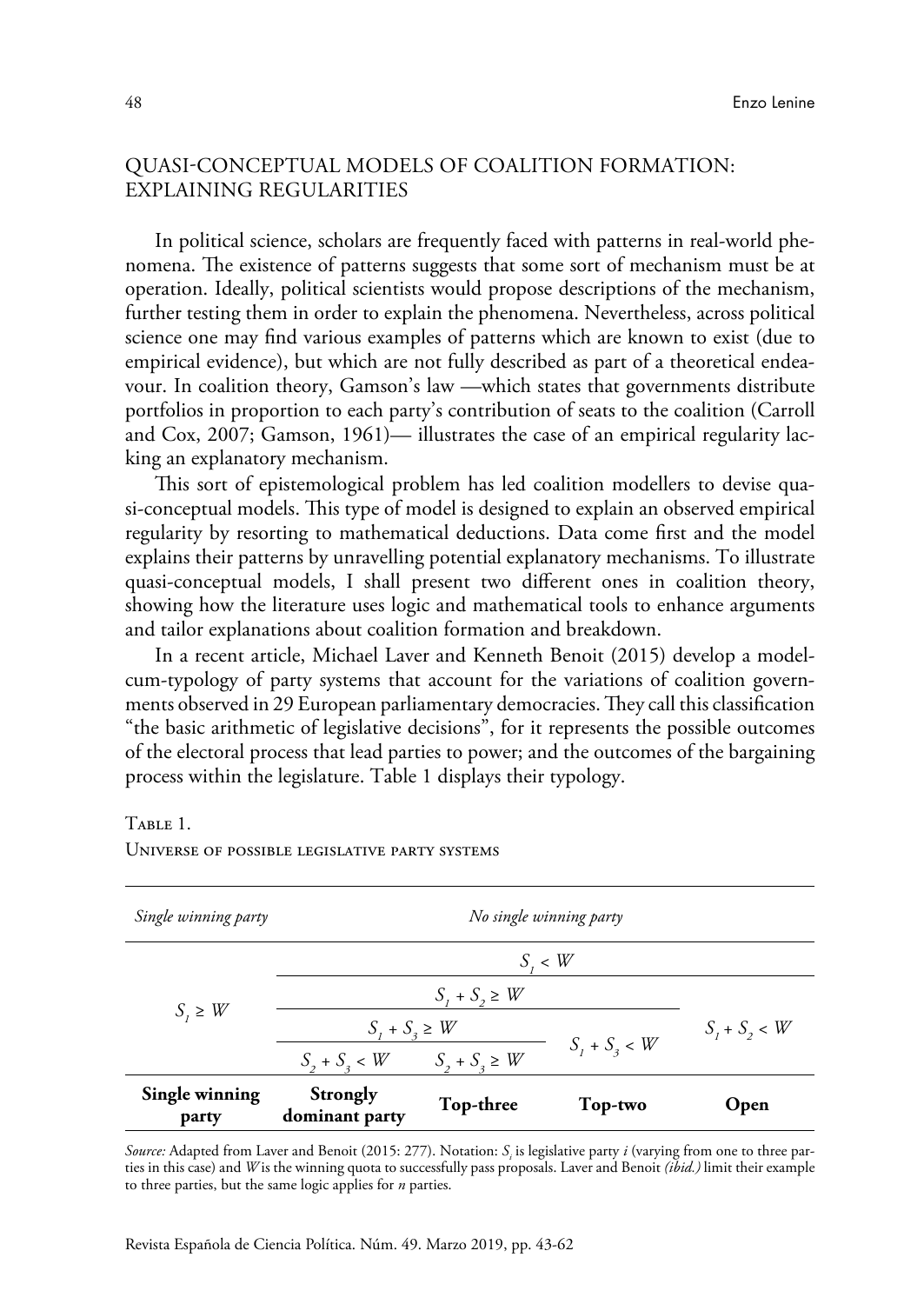## QUASI-CONCEPTUAL MODELS OF COALITION FORMATION: EXPLAINING REGULARITIES

In political science, scholars are frequently faced with patterns in real-world phenomena. The existence of patterns suggests that some sort of mechanism must be at operation. Ideally, political scientists would propose descriptions of the mechanism, further testing them in order to explain the phenomena. Nevertheless, across political science one may find various examples of patterns which are known to exist (due to empirical evidence), but which are not fully described as part of a theoretical endeavour. In coalition theory, Gamson's law —which states that governments distribute portfolios in proportion to each party's contribution of seats to the coalition (Carroll and Cox, 2007; Gamson, 1961)— illustrates the case of an empirical regularity lacking an explanatory mechanism.

This sort of epistemological problem has led coalition modellers to devise quasi-conceptual models. This type of model is designed to explain an observed empirical regularity by resorting to mathematical deductions. Data come first and the model explains their patterns by unravelling potential explanatory mechanisms. To illustrate quasi-conceptual models, I shall present two different ones in coalition theory, showing how the literature uses logic and mathematical tools to enhance arguments and tailor explanations about coalition formation and breakdown.

In a recent article, Michael Laver and Kenneth Benoit (2015) develop a model-cum-typology of party systems that account for the variations of coalition governments observed in 29 European parliamentary democracies. They call this classification "the basic arithmetic of legislative decisions", for it represents the possible outcomes of the electoral process that lead parties to power; and the outcomes of the bargaining process within the legislature. Table 1 displays their typology.

Table 1.
Universe of possible legislative party systems

| *Single winning party* | *No single winning party* | | | |
|---|---|---|---|---|
| $S_1 \geq W$ | $S_1 < W$ | | | |
| | $S_1 + S_2 \geq W$ | | | $S_1 + S_2 < W$ |
| | $S_1 + S_3 \geq W$ | | $S_1 + S_3 < W$ | |
| | $S_2 + S_3 < W$ | $S_2 + S_3 \geq W$ | | |
| **Single winning party** | **Strongly dominant party** | **Top-three** | **Top-two** | **Open** |

*Source:* Adapted from Laver and Benoit (2015: 277). Notation: $S_i$ is legislative party $i$ (varying from one to three parties in this case) and $W$ is the winning quota to successfully pass proposals. Laver and Benoit *(ibid.)* limit their example to three parties, but the same logic applies for $n$ parties.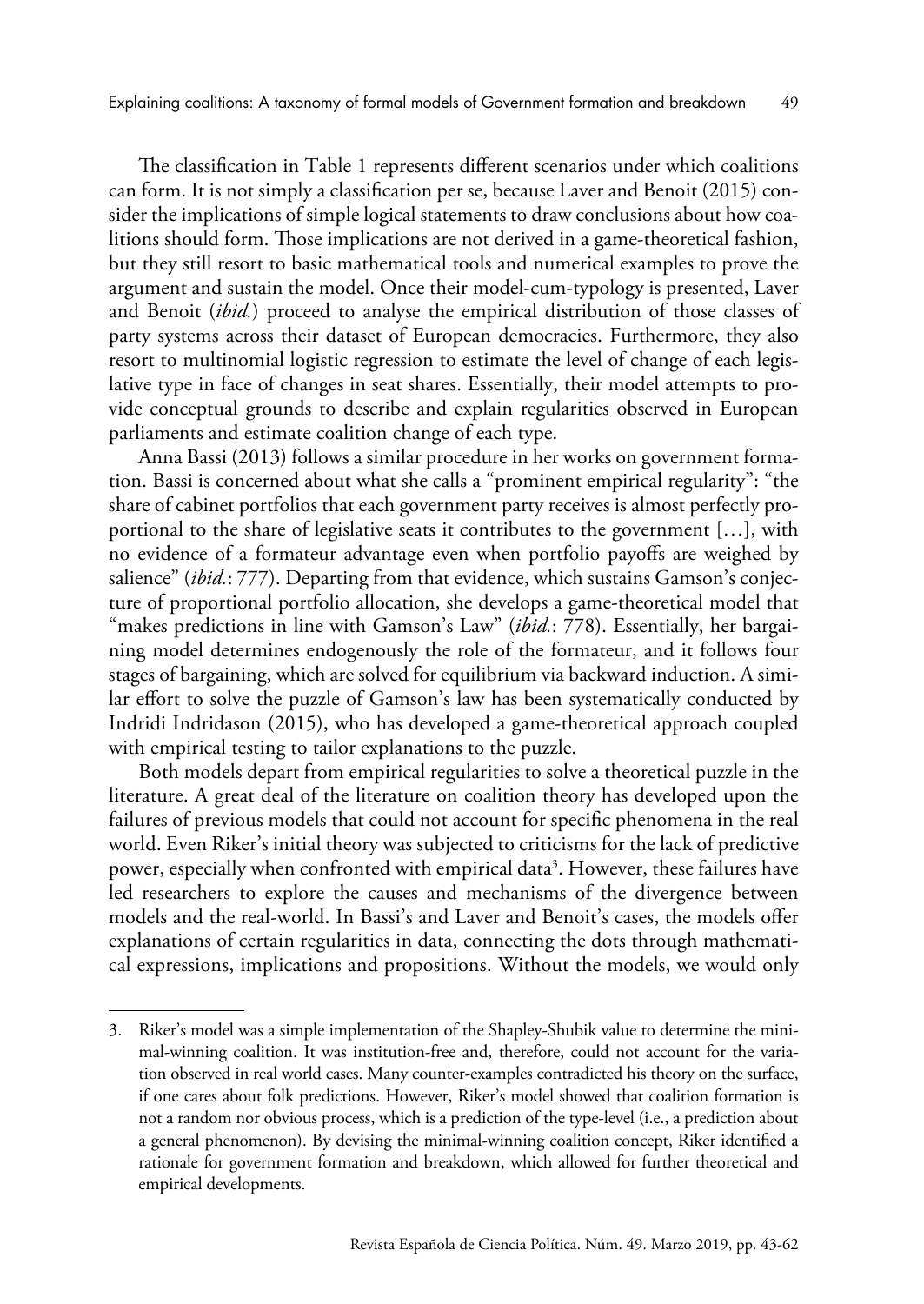The classification in Table 1 represents different scenarios under which coalitions can form. It is not simply a classification per se, because Laver and Benoit (2015) consider the implications of simple logical statements to draw conclusions about how coalitions should form. Those implications are not derived in a game-theoretical fashion, but they still resort to basic mathematical tools and numerical examples to prove the argument and sustain the model. Once their model-cum-typology is presented, Laver and Benoit (*ibid.*) proceed to analyse the empirical distribution of those classes of party systems across their dataset of European democracies. Furthermore, they also resort to multinomial logistic regression to estimate the level of change of each legislative type in face of changes in seat shares. Essentially, their model attempts to provide conceptual grounds to describe and explain regularities observed in European parliaments and estimate coalition change of each type.

Anna Bassi (2013) follows a similar procedure in her works on government formation. Bassi is concerned about what she calls a "prominent empirical regularity": "the share of cabinet portfolios that each government party receives is almost perfectly proportional to the share of legislative seats it contributes to the government […], with no evidence of a formateur advantage even when portfolio payoffs are weighed by salience" (*ibid.*: 777). Departing from that evidence, which sustains Gamson's conjecture of proportional portfolio allocation, she develops a game-theoretical model that "makes predictions in line with Gamson's Law" (*ibid.*: 778). Essentially, her bargaining model determines endogenously the role of the formateur, and it follows four stages of bargaining, which are solved for equilibrium via backward induction. A similar effort to solve the puzzle of Gamson's law has been systematically conducted by Indridi Indridason (2015), who has developed a game-theoretical approach coupled with empirical testing to tailor explanations to the puzzle.

Both models depart from empirical regularities to solve a theoretical puzzle in the literature. A great deal of the literature on coalition theory has developed upon the failures of previous models that could not account for specific phenomena in the real world. Even Riker's initial theory was subjected to criticisms for the lack of predictive power, especially when confronted with empirical data[3]. However, these failures have led researchers to explore the causes and mechanisms of the divergence between models and the real-world. In Bassi's and Laver and Benoit's cases, the models offer explanations of certain regularities in data, connecting the dots through mathematical expressions, implications and propositions. Without the models, we would only

---

3. Riker's model was a simple implementation of the Shapley-Shubik value to determine the minimal-winning coalition. It was institution-free and, therefore, could not account for the variation observed in real world cases. Many counter-examples contradicted his theory on the surface, if one cares about folk predictions. However, Riker's model showed that coalition formation is not a random nor obvious process, which is a prediction of the type-level (i.e., a prediction about a general phenomenon). By devising the minimal-winning coalition concept, Riker identified a rationale for government formation and breakdown, which allowed for further theoretical and empirical developments.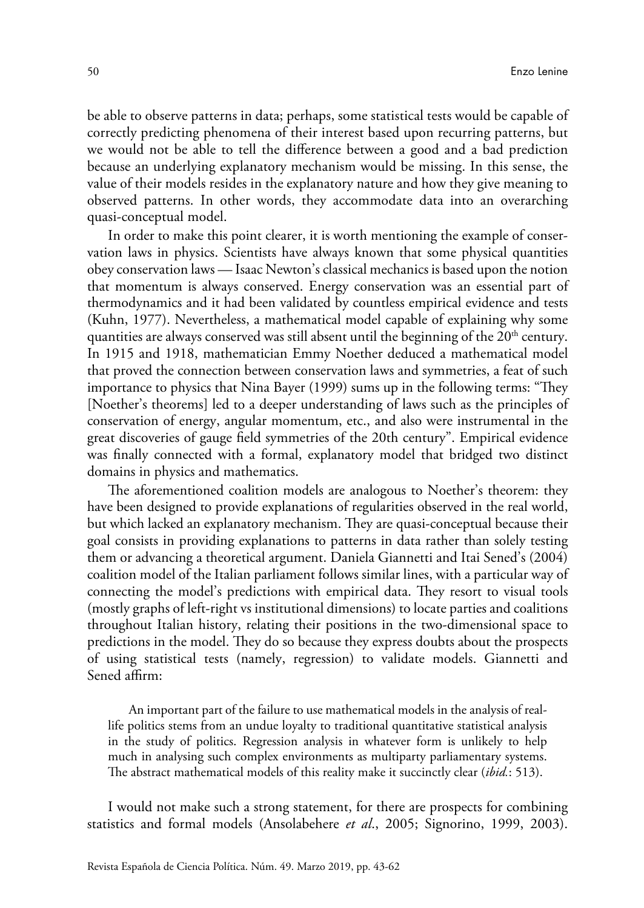be able to observe patterns in data; perhaps, some statistical tests would be capable of correctly predicting phenomena of their interest based upon recurring patterns, but we would not be able to tell the difference between a good and a bad prediction because an underlying explanatory mechanism would be missing. In this sense, the value of their models resides in the explanatory nature and how they give meaning to observed patterns. In other words, they accommodate data into an overarching quasi-conceptual model.

In order to make this point clearer, it is worth mentioning the example of conservation laws in physics. Scientists have always known that some physical quantities obey conservation laws — Isaac Newton's classical mechanics is based upon the notion that momentum is always conserved. Energy conservation was an essential part of thermodynamics and it had been validated by countless empirical evidence and tests (Kuhn, 1977). Nevertheless, a mathematical model capable of explaining why some quantities are always conserved was still absent until the beginning of the 20th century. In 1915 and 1918, mathematician Emmy Noether deduced a mathematical model that proved the connection between conservation laws and symmetries, a feat of such importance to physics that Nina Bayer (1999) sums up in the following terms: "They [Noether's theorems] led to a deeper understanding of laws such as the principles of conservation of energy, angular momentum, etc., and also were instrumental in the great discoveries of gauge field symmetries of the 20th century". Empirical evidence was finally connected with a formal, explanatory model that bridged two distinct domains in physics and mathematics.

The aforementioned coalition models are analogous to Noether's theorem: they have been designed to provide explanations of regularities observed in the real world, but which lacked an explanatory mechanism. They are quasi-conceptual because their goal consists in providing explanations to patterns in data rather than solely testing them or advancing a theoretical argument. Daniela Giannetti and Itai Sened's (2004) coalition model of the Italian parliament follows similar lines, with a particular way of connecting the model's predictions with empirical data. They resort to visual tools (mostly graphs of left-right vs institutional dimensions) to locate parties and coalitions throughout Italian history, relating their positions in the two-dimensional space to predictions in the model. They do so because they express doubts about the prospects of using statistical tests (namely, regression) to validate models. Giannetti and Sened affirm:

> An important part of the failure to use mathematical models in the analysis of real-life politics stems from an undue loyalty to traditional quantitative statistical analysis in the study of politics. Regression analysis in whatever form is unlikely to help much in analysing such complex environments as multiparty parliamentary systems. The abstract mathematical models of this reality make it succinctly clear (*ibid.*: 513).

I would not make such a strong statement, for there are prospects for combining statistics and formal models (Ansolabehere *et al*., 2005; Signorino, 1999, 2003).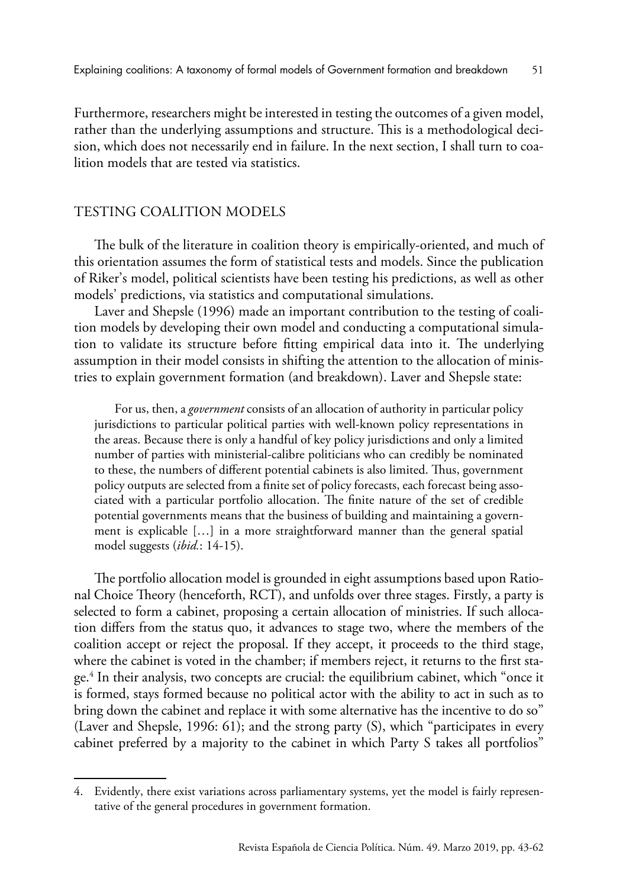Furthermore, researchers might be interested in testing the outcomes of a given model, rather than the underlying assumptions and structure. This is a methodological decision, which does not necessarily end in failure. In the next section, I shall turn to coalition models that are tested via statistics.

## TESTING COALITION MODELS

The bulk of the literature in coalition theory is empirically-oriented, and much of this orientation assumes the form of statistical tests and models. Since the publication of Riker's model, political scientists have been testing his predictions, as well as other models' predictions, via statistics and computational simulations.

Laver and Shepsle (1996) made an important contribution to the testing of coalition models by developing their own model and conducting a computational simulation to validate its structure before fitting empirical data into it. The underlying assumption in their model consists in shifting the attention to the allocation of ministries to explain government formation (and breakdown). Laver and Shepsle state:

> For us, then, a *government* consists of an allocation of authority in particular policy jurisdictions to particular political parties with well-known policy representations in the areas. Because there is only a handful of key policy jurisdictions and only a limited number of parties with ministerial-calibre politicians who can credibly be nominated to these, the numbers of different potential cabinets is also limited. Thus, government policy outputs are selected from a finite set of policy forecasts, each forecast being associated with a particular portfolio allocation. The finite nature of the set of credible potential governments means that the business of building and maintaining a government is explicable […] in a more straightforward manner than the general spatial model suggests (*ibid.*: 14-15).

The portfolio allocation model is grounded in eight assumptions based upon Rational Choice Theory (henceforth, RCT), and unfolds over three stages. Firstly, a party is selected to form a cabinet, proposing a certain allocation of ministries. If such allocation differs from the status quo, it advances to stage two, where the members of the coalition accept or reject the proposal. If they accept, it proceeds to the third stage, where the cabinet is voted in the chamber; if members reject, it returns to the first stage.[4] In their analysis, two concepts are crucial: the equilibrium cabinet, which "once it is formed, stays formed because no political actor with the ability to act in such as to bring down the cabinet and replace it with some alternative has the incentive to do so" (Laver and Shepsle, 1996: 61); and the strong party (S), which "participates in every cabinet preferred by a majority to the cabinet in which Party S takes all portfolios"

4. Evidently, there exist variations across parliamentary systems, yet the model is fairly representative of the general procedures in government formation.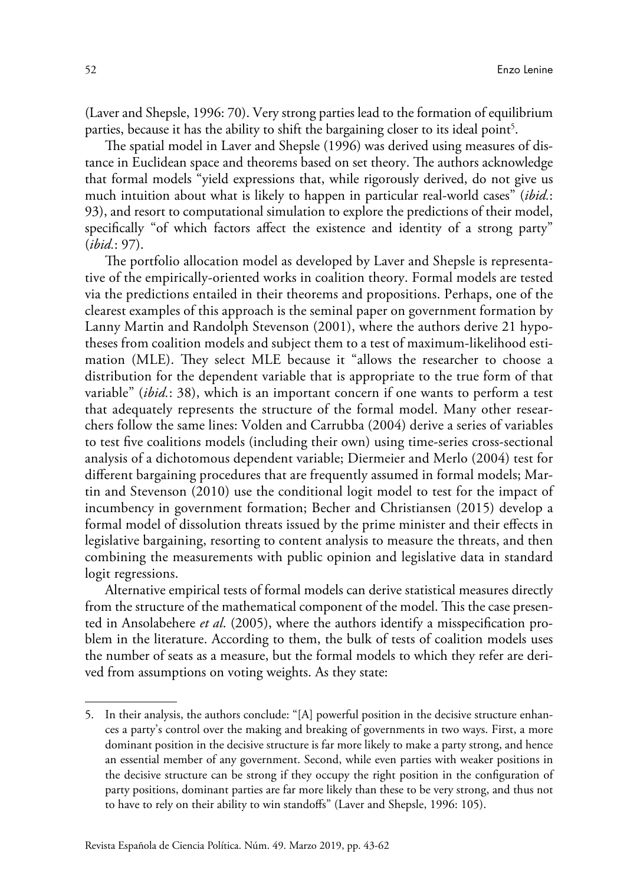(Laver and Shepsle, 1996: 70). Very strong parties lead to the formation of equilibrium parties, because it has the ability to shift the bargaining closer to its ideal point[5].

The spatial model in Laver and Shepsle (1996) was derived using measures of distance in Euclidean space and theorems based on set theory. The authors acknowledge that formal models "yield expressions that, while rigorously derived, do not give us much intuition about what is likely to happen in particular real-world cases" (*ibid.*: 93), and resort to computational simulation to explore the predictions of their model, specifically "of which factors affect the existence and identity of a strong party" (*ibid.*: 97).

The portfolio allocation model as developed by Laver and Shepsle is representative of the empirically-oriented works in coalition theory. Formal models are tested via the predictions entailed in their theorems and propositions. Perhaps, one of the clearest examples of this approach is the seminal paper on government formation by Lanny Martin and Randolph Stevenson (2001), where the authors derive 21 hypotheses from coalition models and subject them to a test of maximum-likelihood estimation (MLE). They select MLE because it "allows the researcher to choose a distribution for the dependent variable that is appropriate to the true form of that variable" (*ibid.*: 38), which is an important concern if one wants to perform a test that adequately represents the structure of the formal model. Many other researchers follow the same lines: Volden and Carrubba (2004) derive a series of variables to test five coalitions models (including their own) using time-series cross-sectional analysis of a dichotomous dependent variable; Diermeier and Merlo (2004) test for different bargaining procedures that are frequently assumed in formal models; Martin and Stevenson (2010) use the conditional logit model to test for the impact of incumbency in government formation; Becher and Christiansen (2015) develop a formal model of dissolution threats issued by the prime minister and their effects in legislative bargaining, resorting to content analysis to measure the threats, and then combining the measurements with public opinion and legislative data in standard logit regressions.

Alternative empirical tests of formal models can derive statistical measures directly from the structure of the mathematical component of the model. This the case presented in Ansolabehere *et al.* (2005), where the authors identify a misspecification problem in the literature. According to them, the bulk of tests of coalition models uses the number of seats as a measure, but the formal models to which they refer are derived from assumptions on voting weights. As they state:

---

5. In their analysis, the authors conclude: "[A] powerful position in the decisive structure enhances a party's control over the making and breaking of governments in two ways. First, a more dominant position in the decisive structure is far more likely to make a party strong, and hence an essential member of any government. Second, while even parties with weaker positions in the decisive structure can be strong if they occupy the right position in the configuration of party positions, dominant parties are far more likely than these to be very strong, and thus not to have to rely on their ability to win standoffs" (Laver and Shepsle, 1996: 105).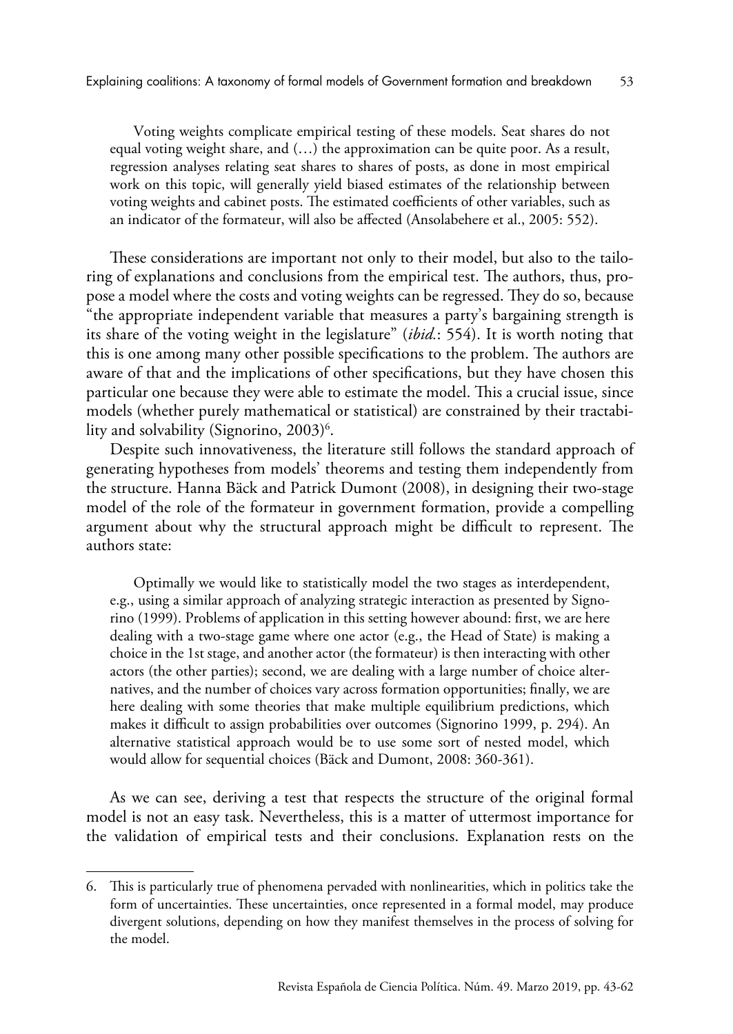> Voting weights complicate empirical testing of these models. Seat shares do not equal voting weight share, and (…) the approximation can be quite poor. As a result, regression analyses relating seat shares to shares of posts, as done in most empirical work on this topic, will generally yield biased estimates of the relationship between voting weights and cabinet posts. The estimated coefficients of other variables, such as an indicator of the formateur, will also be affected (Ansolabehere et al., 2005: 552).

These considerations are important not only to their model, but also to the tailoring of explanations and conclusions from the empirical test. The authors, thus, propose a model where the costs and voting weights can be regressed. They do so, because "the appropriate independent variable that measures a party's bargaining strength is its share of the voting weight in the legislature" (*ibid.*: 554). It is worth noting that this is one among many other possible specifications to the problem. The authors are aware of that and the implications of other specifications, but they have chosen this particular one because they were able to estimate the model. This a crucial issue, since models (whether purely mathematical or statistical) are constrained by their tractability and solvability (Signorino, 2003)[6].

Despite such innovativeness, the literature still follows the standard approach of generating hypotheses from models' theorems and testing them independently from the structure. Hanna Bäck and Patrick Dumont (2008), in designing their two-stage model of the role of the formateur in government formation, provide a compelling argument about why the structural approach might be difficult to represent. The authors state:

> Optimally we would like to statistically model the two stages as interdependent, e.g., using a similar approach of analyzing strategic interaction as presented by Signorino (1999). Problems of application in this setting however abound: first, we are here dealing with a two-stage game where one actor (e.g., the Head of State) is making a choice in the 1st stage, and another actor (the formateur) is then interacting with other actors (the other parties); second, we are dealing with a large number of choice alternatives, and the number of choices vary across formation opportunities; finally, we are here dealing with some theories that make multiple equilibrium predictions, which makes it difficult to assign probabilities over outcomes (Signorino 1999, p. 294). An alternative statistical approach would be to use some sort of nested model, which would allow for sequential choices (Bäck and Dumont, 2008: 360-361).

As we can see, deriving a test that respects the structure of the original formal model is not an easy task. Nevertheless, this is a matter of uttermost importance for the validation of empirical tests and their conclusions. Explanation rests on the

---

6. This is particularly true of phenomena pervaded with nonlinearities, which in politics take the form of uncertainties. These uncertainties, once represented in a formal model, may produce divergent solutions, depending on how they manifest themselves in the process of solving for the model.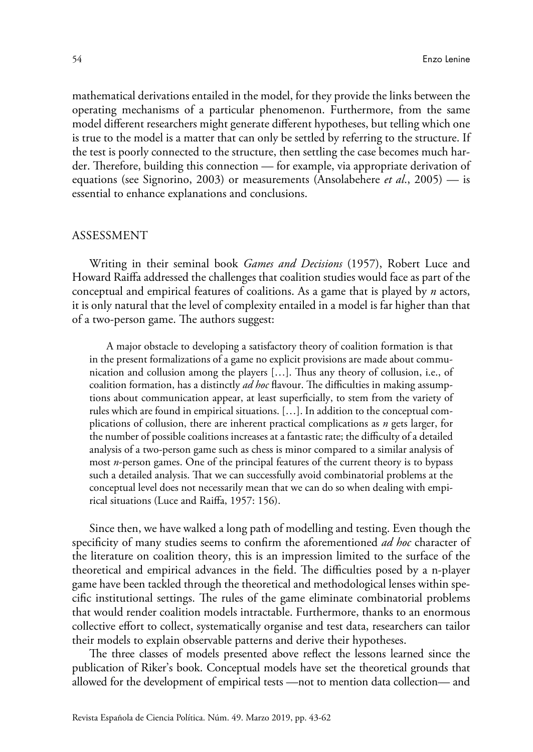mathematical derivations entailed in the model, for they provide the links between the operating mechanisms of a particular phenomenon. Furthermore, from the same model different researchers might generate different hypotheses, but telling which one is true to the model is a matter that can only be settled by referring to the structure. If the test is poorly connected to the structure, then settling the case becomes much harder. Therefore, building this connection — for example, via appropriate derivation of equations (see Signorino, 2003) or measurements (Ansolabehere *et al*., 2005) — is essential to enhance explanations and conclusions.

## ASSESSMENT

Writing in their seminal book *Games and Decisions* (1957), Robert Luce and Howard Raiffa addressed the challenges that coalition studies would face as part of the conceptual and empirical features of coalitions. As a game that is played by *n* actors, it is only natural that the level of complexity entailed in a model is far higher than that of a two-person game. The authors suggest:

> A major obstacle to developing a satisfactory theory of coalition formation is that in the present formalizations of a game no explicit provisions are made about communication and collusion among the players […]. Thus any theory of collusion, i.e., of coalition formation, has a distinctly *ad hoc* flavour. The difficulties in making assumptions about communication appear, at least superficially, to stem from the variety of rules which are found in empirical situations. […]. In addition to the conceptual complications of collusion, there are inherent practical complications as *n* gets larger, for the number of possible coalitions increases at a fantastic rate; the difficulty of a detailed analysis of a two-person game such as chess is minor compared to a similar analysis of most *n*-person games. One of the principal features of the current theory is to bypass such a detailed analysis. That we can successfully avoid combinatorial problems at the conceptual level does not necessarily mean that we can do so when dealing with empirical situations (Luce and Raiffa, 1957: 156).

Since then, we have walked a long path of modelling and testing. Even though the specificity of many studies seems to confirm the aforementioned *ad hoc* character of the literature on coalition theory, this is an impression limited to the surface of the theoretical and empirical advances in the field. The difficulties posed by a n-player game have been tackled through the theoretical and methodological lenses within specific institutional settings. The rules of the game eliminate combinatorial problems that would render coalition models intractable. Furthermore, thanks to an enormous collective effort to collect, systematically organise and test data, researchers can tailor their models to explain observable patterns and derive their hypotheses.

The three classes of models presented above reflect the lessons learned since the publication of Riker's book. Conceptual models have set the theoretical grounds that allowed for the development of empirical tests —not to mention data collection— and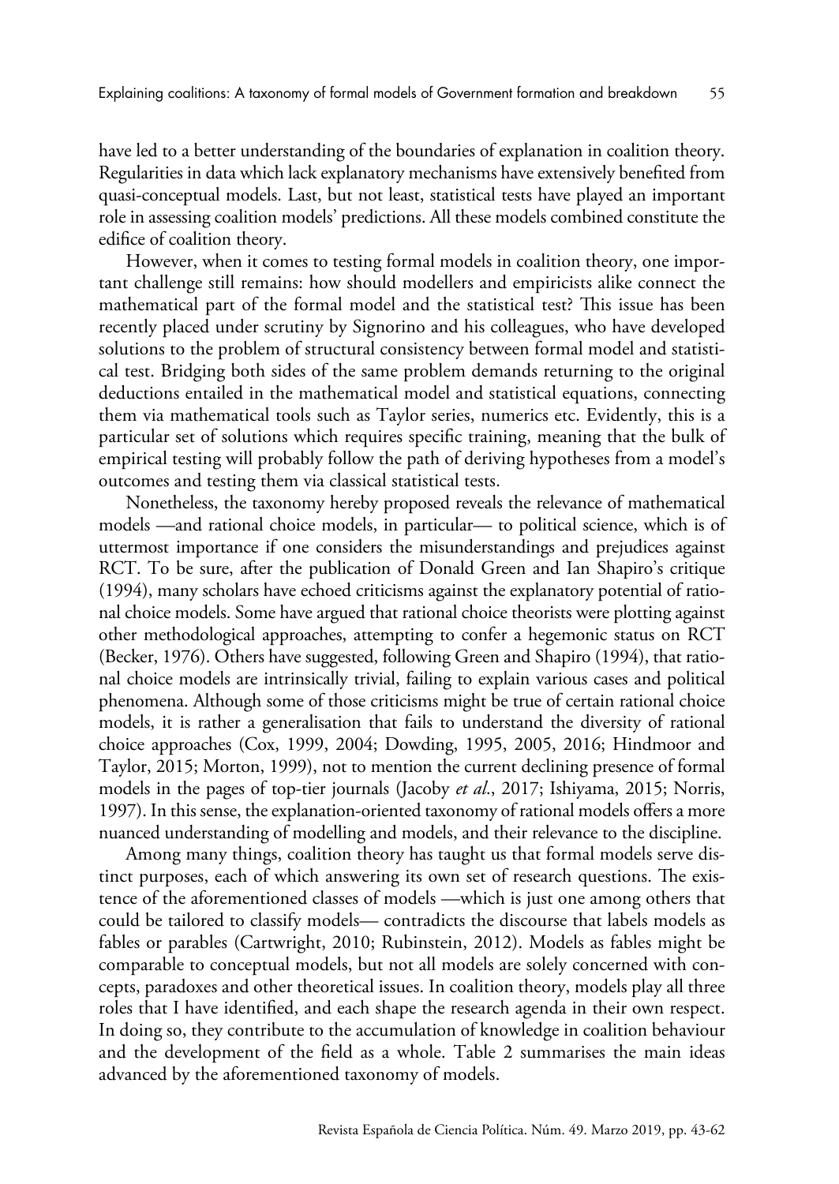have led to a better understanding of the boundaries of explanation in coalition theory. Regularities in data which lack explanatory mechanisms have extensively benefited from quasi-conceptual models. Last, but not least, statistical tests have played an important role in assessing coalition models' predictions. All these models combined constitute the edifice of coalition theory.

However, when it comes to testing formal models in coalition theory, one important challenge still remains: how should modellers and empiricists alike connect the mathematical part of the formal model and the statistical test? This issue has been recently placed under scrutiny by Signorino and his colleagues, who have developed solutions to the problem of structural consistency between formal model and statistical test. Bridging both sides of the same problem demands returning to the original deductions entailed in the mathematical model and statistical equations, connecting them via mathematical tools such as Taylor series, numerics etc. Evidently, this is a particular set of solutions which requires specific training, meaning that the bulk of empirical testing will probably follow the path of deriving hypotheses from a model's outcomes and testing them via classical statistical tests.

Nonetheless, the taxonomy hereby proposed reveals the relevance of mathematical models —and rational choice models, in particular— to political science, which is of uttermost importance if one considers the misunderstandings and prejudices against RCT. To be sure, after the publication of Donald Green and Ian Shapiro's critique (1994), many scholars have echoed criticisms against the explanatory potential of rational choice models. Some have argued that rational choice theorists were plotting against other methodological approaches, attempting to confer a hegemonic status on RCT (Becker, 1976). Others have suggested, following Green and Shapiro (1994), that rational choice models are intrinsically trivial, failing to explain various cases and political phenomena. Although some of those criticisms might be true of certain rational choice models, it is rather a generalisation that fails to understand the diversity of rational choice approaches (Cox, 1999, 2004; Dowding, 1995, 2005, 2016; Hindmoor and Taylor, 2015; Morton, 1999), not to mention the current declining presence of formal models in the pages of top-tier journals (Jacoby *et al*., 2017; Ishiyama, 2015; Norris, 1997). In this sense, the explanation-oriented taxonomy of rational models offers a more nuanced understanding of modelling and models, and their relevance to the discipline.

Among many things, coalition theory has taught us that formal models serve distinct purposes, each of which answering its own set of research questions. The existence of the aforementioned classes of models —which is just one among others that could be tailored to classify models— contradicts the discourse that labels models as fables or parables (Cartwright, 2010; Rubinstein, 2012). Models as fables might be comparable to conceptual models, but not all models are solely concerned with concepts, paradoxes and other theoretical issues. In coalition theory, models play all three roles that I have identified, and each shape the research agenda in their own respect. In doing so, they contribute to the accumulation of knowledge in coalition behaviour and the development of the field as a whole. Table 2 summarises the main ideas advanced by the aforementioned taxonomy of models.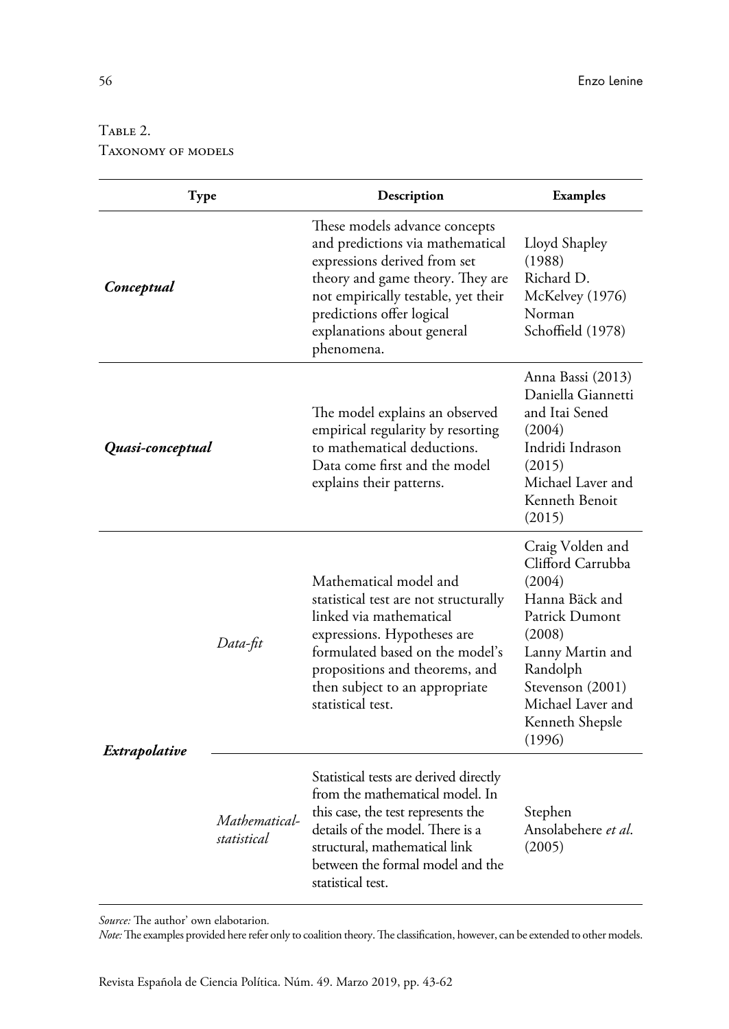Table 2.
Taxonomy of models

| Type | | Description | Examples |
|---|---|---|---|
| ***Conceptual*** | | These models advance concepts and predictions via mathematical expressions derived from set theory and game theory. They are not empirically testable, yet their predictions offer logical explanations about general phenomena. | Lloyd Shapley (1988) Richard D. McKelvey (1976) Norman Schoffield (1978) |
| ***Quasi-conceptual*** | | The model explains an observed empirical regularity by resorting to mathematical deductions. Data come first and the model explains their patterns. | Anna Bassi (2013) Daniella Giannetti and Itai Sened (2004) Indridi Indrason (2015) Michael Laver and Kenneth Benoit (2015) |
| ***Extrapolative*** | *Data-fit* | Mathematical model and statistical test are not structurally linked via mathematical expressions. Hypotheses are formulated based on the model's propositions and theorems, and then subject to an appropriate statistical test. | Craig Volden and Clifford Carrubba (2004) Hanna Bäck and Patrick Dumont (2008) Lanny Martin and Randolph Stevenson (2001) Michael Laver and Kenneth Shepsle (1996) |
| | *Mathematical-statistical* | Statistical tests are derived directly from the mathematical model. In this case, the test represents the details of the model. There is a structural, mathematical link between the formal model and the statistical test. | Stephen Ansolabehere *et al.* (2005) |

*Source:* The author' own elabotarion.
*Note:* The examples provided here refer only to coalition theory. The classification, however, can be extended to other models.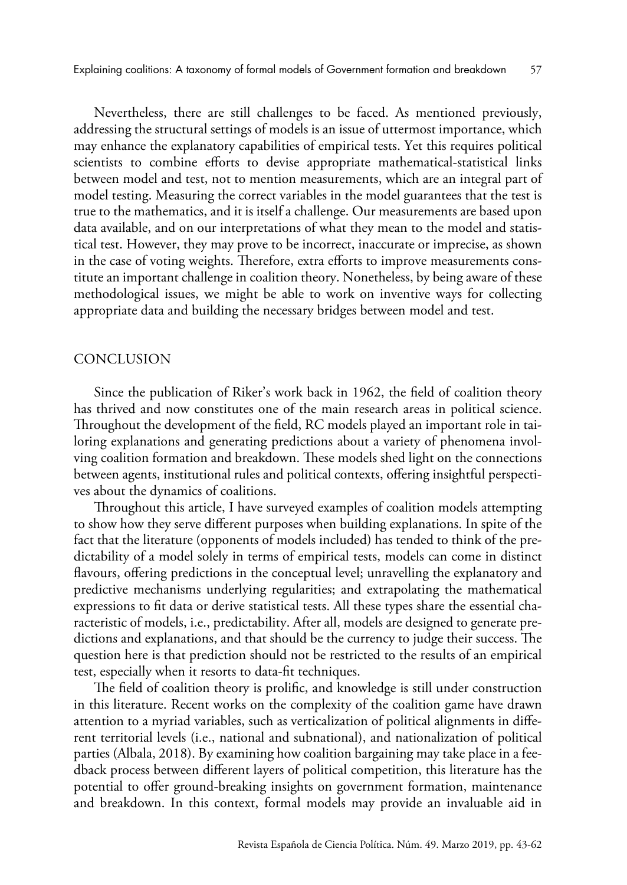Nevertheless, there are still challenges to be faced. As mentioned previously, addressing the structural settings of models is an issue of uttermost importance, which may enhance the explanatory capabilities of empirical tests. Yet this requires political scientists to combine efforts to devise appropriate mathematical-statistical links between model and test, not to mention measurements, which are an integral part of model testing. Measuring the correct variables in the model guarantees that the test is true to the mathematics, and it is itself a challenge. Our measurements are based upon data available, and on our interpretations of what they mean to the model and statistical test. However, they may prove to be incorrect, inaccurate or imprecise, as shown in the case of voting weights. Therefore, extra efforts to improve measurements constitute an important challenge in coalition theory. Nonetheless, by being aware of these methodological issues, we might be able to work on inventive ways for collecting appropriate data and building the necessary bridges between model and test.

## CONCLUSION

Since the publication of Riker's work back in 1962, the field of coalition theory has thrived and now constitutes one of the main research areas in political science. Throughout the development of the field, RC models played an important role in tailoring explanations and generating predictions about a variety of phenomena involving coalition formation and breakdown. These models shed light on the connections between agents, institutional rules and political contexts, offering insightful perspectives about the dynamics of coalitions.

Throughout this article, I have surveyed examples of coalition models attempting to show how they serve different purposes when building explanations. In spite of the fact that the literature (opponents of models included) has tended to think of the predictability of a model solely in terms of empirical tests, models can come in distinct flavours, offering predictions in the conceptual level; unravelling the explanatory and predictive mechanisms underlying regularities; and extrapolating the mathematical expressions to fit data or derive statistical tests. All these types share the essential characteristic of models, i.e., predictability. After all, models are designed to generate predictions and explanations, and that should be the currency to judge their success. The question here is that prediction should not be restricted to the results of an empirical test, especially when it resorts to data-fit techniques.

The field of coalition theory is prolific, and knowledge is still under construction in this literature. Recent works on the complexity of the coalition game have drawn attention to a myriad variables, such as verticalization of political alignments in different territorial levels (i.e., national and subnational), and nationalization of political parties (Albala, 2018). By examining how coalition bargaining may take place in a feedback process between different layers of political competition, this literature has the potential to offer ground-breaking insights on government formation, maintenance and breakdown. In this context, formal models may provide an invaluable aid in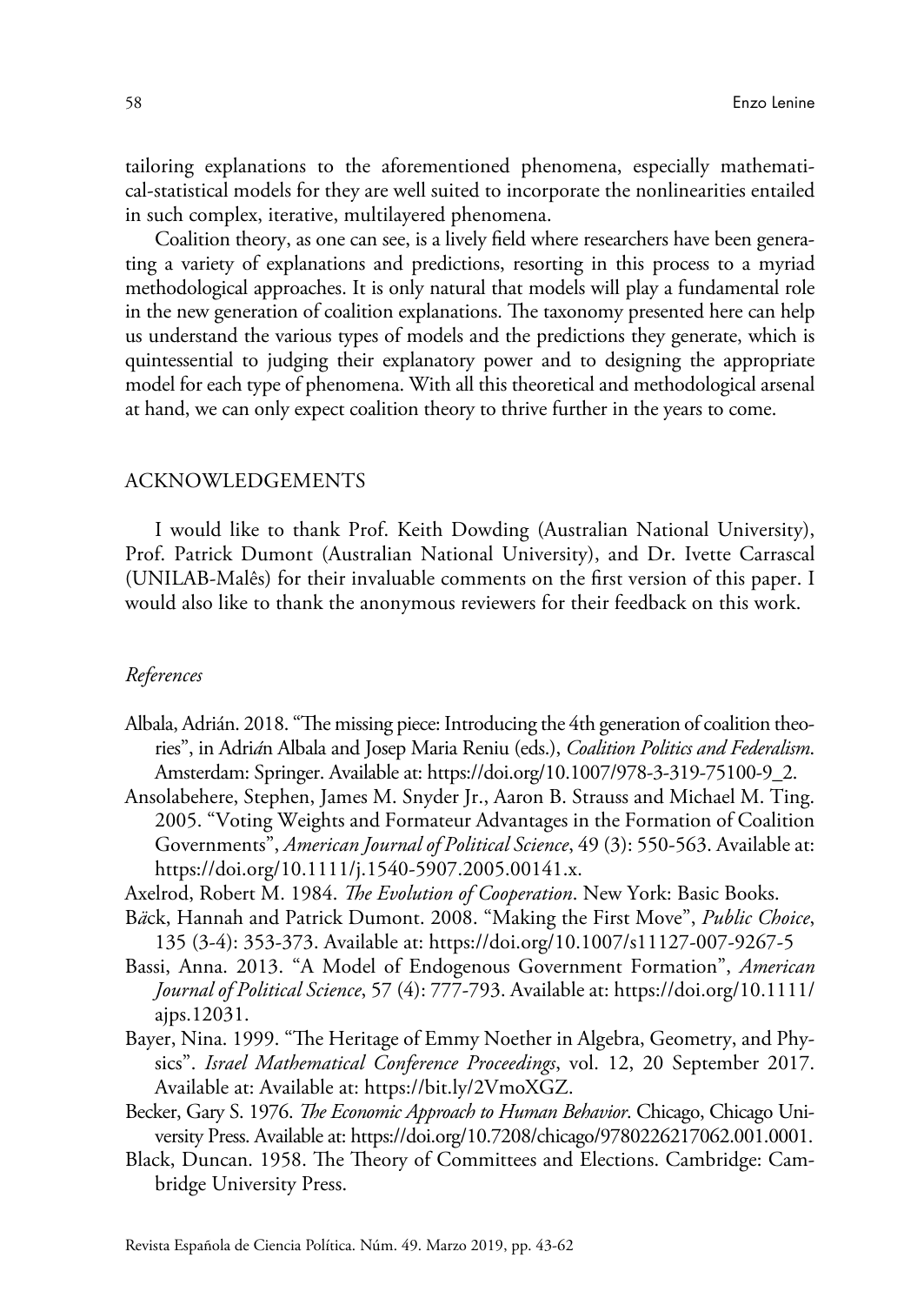tailoring explanations to the aforementioned phenomena, especially mathematical-statistical models for they are well suited to incorporate the nonlinearities entailed in such complex, iterative, multilayered phenomena.

Coalition theory, as one can see, is a lively field where researchers have been generating a variety of explanations and predictions, resorting in this process to a myriad methodological approaches. It is only natural that models will play a fundamental role in the new generation of coalition explanations. The taxonomy presented here can help us understand the various types of models and the predictions they generate, which is quintessential to judging their explanatory power and to designing the appropriate model for each type of phenomena. With all this theoretical and methodological arsenal at hand, we can only expect coalition theory to thrive further in the years to come.

## ACKNOWLEDGEMENTS

I would like to thank Prof. Keith Dowding (Australian National University), Prof. Patrick Dumont (Australian National University), and Dr. Ivette Carrascal (UNILAB-Malês) for their invaluable comments on the first version of this paper. I would also like to thank the anonymous reviewers for their feedback on this work.

### *References*

Albala, Adrián. 2018. "The missing piece: Introducing the 4th generation of coalition theories", in Adri*á*n Albala and Josep Maria Reniu (eds.), *Coalition Politics and Federalism*. Amsterdam: Springer. Available at: https://doi.org/10.1007/978-3-319-75100-9_2.

Ansolabehere, Stephen, James M. Snyder Jr., Aaron B. Strauss and Michael M. Ting. 2005. "Voting Weights and Formateur Advantages in the Formation of Coalition Governments", *American Journal of Political Science*, 49 (3): 550-563. Available at: https://doi.org/10.1111/j.1540-5907.2005.00141.x.

Axelrod, Robert M. 1984. *The Evolution of Cooperation*. New York: Basic Books.

B*ä*ck, Hannah and Patrick Dumont. 2008. "Making the First Move", *Public Choice*, 135 (3-4): 353-373. Available at: https://doi.org/10.1007/s11127-007-9267-5

Bassi, Anna. 2013. "A Model of Endogenous Government Formation", *American Journal of Political Science*, 57 (4): 777-793. Available at: https://doi.org/10.1111/ajps.12031.

Bayer, Nina. 1999. "The Heritage of Emmy Noether in Algebra, Geometry, and Physics". *Israel Mathematical Conference Proceedings*, vol. 12, 20 September 2017. Available at: Available at: https://bit.ly/2VmoXGZ.

Becker, Gary S. 1976. *The Economic Approach to Human Behavior*. Chicago, Chicago University Press. Available at: https://doi.org/10.7208/chicago/9780226217062.001.0001.

Black, Duncan. 1958. The Theory of Committees and Elections. Cambridge: Cambridge University Press.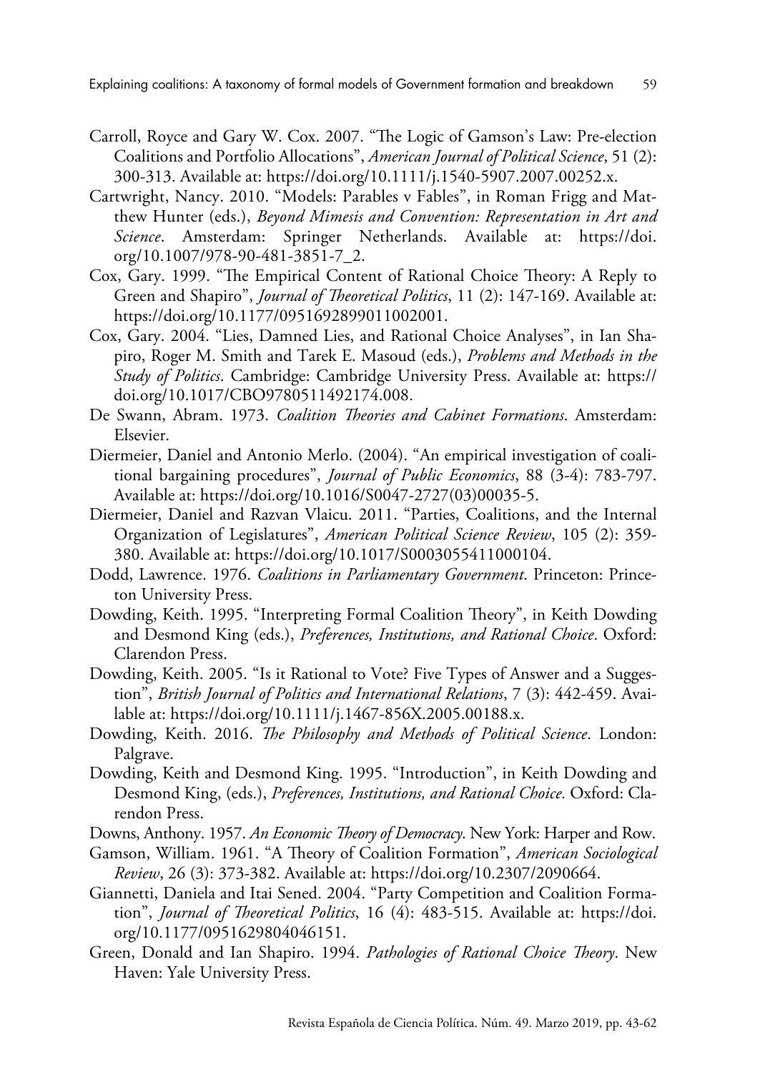Carroll, Royce and Gary W. Cox. 2007. "The Logic of Gamson's Law: Pre-election Coalitions and Portfolio Allocations", *American Journal of Political Science*, 51 (2): 300-313. Available at: https://doi.org/10.1111/j.1540-5907.2007.00252.x.

Cartwright, Nancy. 2010. "Models: Parables v Fables", in Roman Frigg and Matthew Hunter (eds.), *Beyond Mimesis and Convention: Representation in Art and Science*. Amsterdam: Springer Netherlands. Available at: https://doi.org/10.1007/978-90-481-3851-7_2.

Cox, Gary. 1999. "The Empirical Content of Rational Choice Theory: A Reply to Green and Shapiro", *Journal of Theoretical Politics*, 11 (2): 147-169. Available at: https://doi.org/10.1177/0951692899011002001.

Cox, Gary. 2004. "Lies, Damned Lies, and Rational Choice Analyses", in Ian Shapiro, Roger M. Smith and Tarek E. Masoud (eds.), *Problems and Methods in the Study of Politics*. Cambridge: Cambridge University Press. Available at: https://doi.org/10.1017/CBO9780511492174.008.

De Swann, Abram. 1973. *Coalition Theories and Cabinet Formations*. Amsterdam: Elsevier.

Diermeier, Daniel and Antonio Merlo. (2004). "An empirical investigation of coalitional bargaining procedures", *Journal of Public Economics*, 88 (3-4): 783-797. Available at: https://doi.org/10.1016/S0047-2727(03)00035-5.

Diermeier, Daniel and Razvan Vlaicu. 2011. "Parties, Coalitions, and the Internal Organization of Legislatures", *American Political Science Review*, 105 (2): 359-380. Available at: https://doi.org/10.1017/S0003055411000104.

Dodd, Lawrence. 1976. *Coalitions in Parliamentary Government*. Princeton: Princeton University Press.

Dowding, Keith. 1995. "Interpreting Formal Coalition Theory", in Keith Dowding and Desmond King (eds.), *Preferences, Institutions, and Rational Choice*. Oxford: Clarendon Press.

Dowding, Keith. 2005. "Is it Rational to Vote? Five Types of Answer and a Suggestion", *British Journal of Politics and International Relations*, 7 (3): 442-459. Available at: https://doi.org/10.1111/j.1467-856X.2005.00188.x.

Dowding, Keith. 2016. *The Philosophy and Methods of Political Science*. London: Palgrave.

Dowding, Keith and Desmond King. 1995. "Introduction", in Keith Dowding and Desmond King, (eds.), *Preferences, Institutions, and Rational Choice*. Oxford: Clarendon Press.

Downs, Anthony. 1957. *An Economic Theory of Democracy*. New York: Harper and Row.

Gamson, William. 1961. "A Theory of Coalition Formation", *American Sociological Review*, 26 (3): 373-382. Available at: https://doi.org/10.2307/2090664.

Giannetti, Daniela and Itai Sened. 2004. "Party Competition and Coalition Formation", *Journal of Theoretical Politics*, 16 (4): 483-515. Available at: https://doi.org/10.1177/0951629804046151.

Green, Donald and Ian Shapiro. 1994. *Pathologies of Rational Choice Theory*. New Haven: Yale University Press.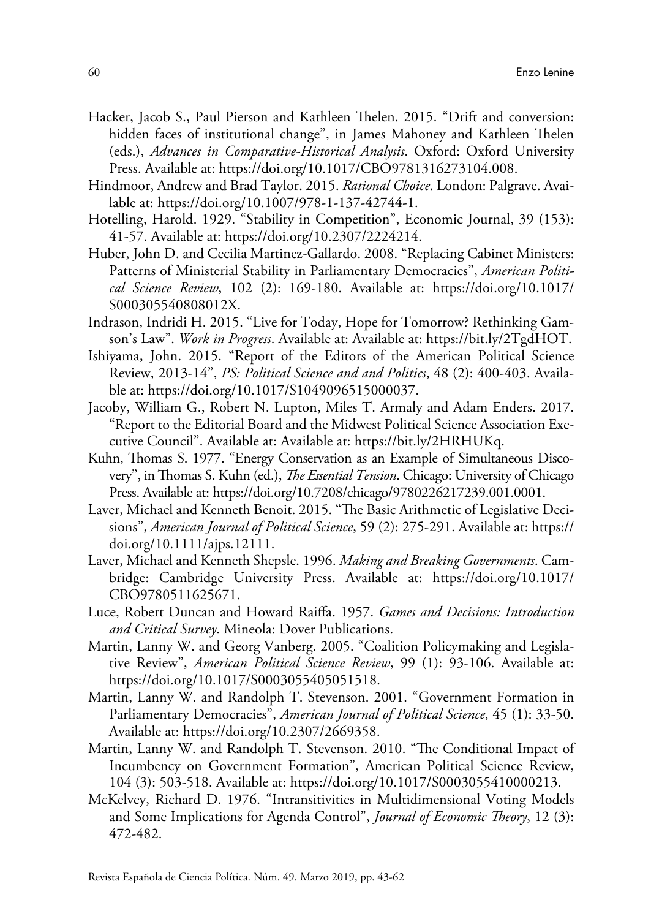Hacker, Jacob S., Paul Pierson and Kathleen Thelen. 2015. "Drift and conversion: hidden faces of institutional change", in James Mahoney and Kathleen Thelen (eds.), *Advances in Comparative-Historical Analysis*. Oxford: Oxford University Press. Available at: https://doi.org/10.1017/CBO9781316273104.008.

Hindmoor, Andrew and Brad Taylor. 2015. *Rational Choice*. London: Palgrave. Available at: https://doi.org/10.1007/978-1-137-42744-1.

Hotelling, Harold. 1929. "Stability in Competition", Economic Journal, 39 (153): 41-57. Available at: https://doi.org/10.2307/2224214.

Huber, John D. and Cecilia Martinez-Gallardo. 2008. "Replacing Cabinet Ministers: Patterns of Ministerial Stability in Parliamentary Democracies", *American Political Science Review*, 102 (2): 169-180. Available at: https://doi.org/10.1017/S000305540808012X.

Indrason, Indridi H. 2015. "Live for Today, Hope for Tomorrow? Rethinking Gamson's Law". *Work in Progress*. Available at: Available at: https://bit.ly/2TgdHOT.

Ishiyama, John. 2015. "Report of the Editors of the American Political Science Review, 2013-14", *PS: Political Science and and Politics*, 48 (2): 400-403. Available at: https://doi.org/10.1017/S1049096515000037.

Jacoby, William G., Robert N. Lupton, Miles T. Armaly and Adam Enders. 2017. "Report to the Editorial Board and the Midwest Political Science Association Executive Council". Available at: Available at: https://bit.ly/2HRHUKq.

Kuhn, Thomas S. 1977. "Energy Conservation as an Example of Simultaneous Discovery", in Thomas S. Kuhn (ed.), *The Essential Tension*. Chicago: University of Chicago Press. Available at: https://doi.org/10.7208/chicago/9780226217239.001.0001.

Laver, Michael and Kenneth Benoit. 2015. "The Basic Arithmetic of Legislative Decisions", *American Journal of Political Science*, 59 (2): 275-291. Available at: https://doi.org/10.1111/ajps.12111.

Laver, Michael and Kenneth Shepsle. 1996. *Making and Breaking Governments*. Cambridge: Cambridge University Press. Available at: https://doi.org/10.1017/CBO9780511625671.

Luce, Robert Duncan and Howard Raiffa. 1957. *Games and Decisions: Introduction and Critical Survey*. Mineola: Dover Publications.

Martin, Lanny W. and Georg Vanberg. 2005. "Coalition Policymaking and Legislative Review", *American Political Science Review*, 99 (1): 93-106. Available at: https://doi.org/10.1017/S0003055405051518.

Martin, Lanny W. and Randolph T. Stevenson. 2001. "Government Formation in Parliamentary Democracies", *American Journal of Political Science*, 45 (1): 33-50. Available at: https://doi.org/10.2307/2669358.

Martin, Lanny W. and Randolph T. Stevenson. 2010. "The Conditional Impact of Incumbency on Government Formation", American Political Science Review, 104 (3): 503-518. Available at: https://doi.org/10.1017/S0003055410000213.

McKelvey, Richard D. 1976. "Intransitivities in Multidimensional Voting Models and Some Implications for Agenda Control", *Journal of Economic Theory*, 12 (3): 472-482.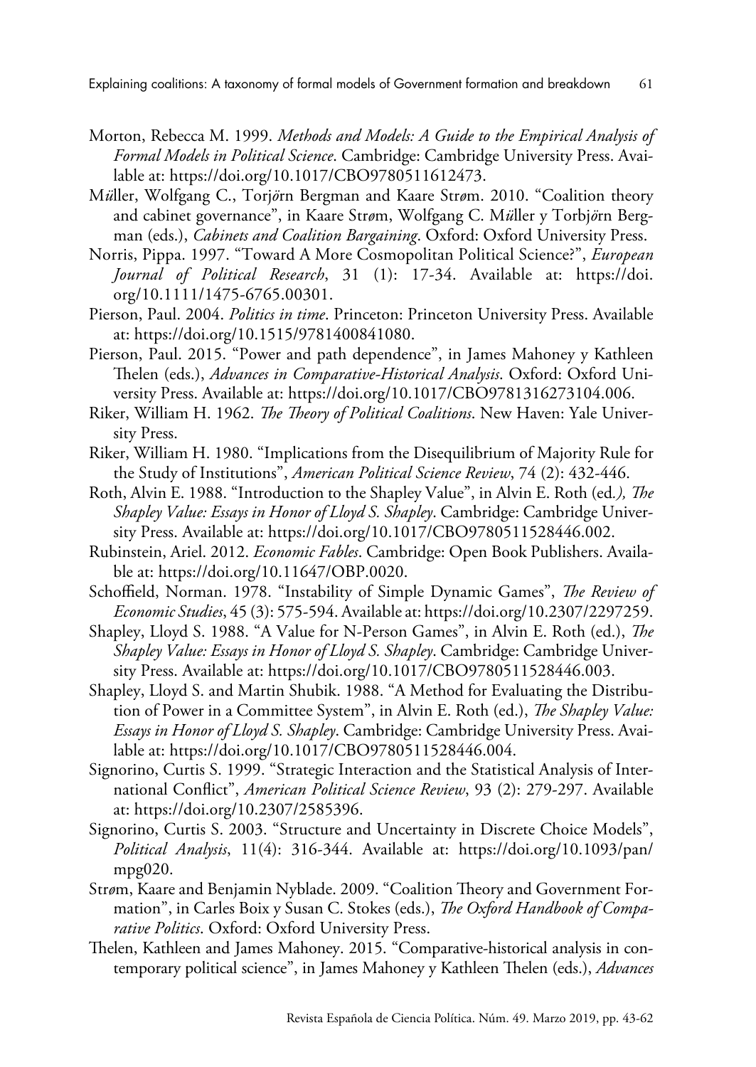Morton, Rebecca M. 1999. *Methods and Models: A Guide to the Empirical Analysis of Formal Models in Political Science*. Cambridge: Cambridge University Press. Available at: https://doi.org/10.1017/CBO9780511612473.

M*ü*ller, Wolfgang C., Torj*ö*rn Bergman and Kaare Strøm. 2010. "Coalition theory and cabinet governance", in Kaare Strøm, Wolfgang C. M*ü*ller y Torbj*ö*rn Bergman (eds.), *Cabinets and Coalition Bargaining*. Oxford: Oxford University Press.

Norris, Pippa. 1997. "Toward A More Cosmopolitan Political Science?", *European Journal of Political Research*, 31 (1): 17-34. Available at: https://doi.org/10.1111/1475-6765.00301.

Pierson, Paul. 2004. *Politics in time*. Princeton: Princeton University Press. Available at: https://doi.org/10.1515/9781400841080.

Pierson, Paul. 2015. "Power and path dependence", in James Mahoney y Kathleen Thelen (eds.), *Advances in Comparative-Historical Analysis*. Oxford: Oxford University Press. Available at: https://doi.org/10.1017/CBO9781316273104.006.

Riker, William H. 1962. *The Theory of Political Coalitions*. New Haven: Yale University Press.

Riker, William H. 1980. "Implications from the Disequilibrium of Majority Rule for the Study of Institutions", *American Political Science Review*, 74 (2): 432-446.

Roth, Alvin E. 1988. "Introduction to the Shapley Value", in Alvin E. Roth (ed*.), The Shapley Value: Essays in Honor of Lloyd S. Shapley*. Cambridge: Cambridge University Press. Available at: https://doi.org/10.1017/CBO9780511528446.002.

Rubinstein, Ariel. 2012. *Economic Fables*. Cambridge: Open Book Publishers. Available at: https://doi.org/10.11647/OBP.0020.

Schoffield, Norman. 1978. "Instability of Simple Dynamic Games", *The Review of Economic Studies*, 45 (3): 575-594. Available at: https://doi.org/10.2307/2297259.

Shapley, Lloyd S. 1988. "A Value for N-Person Games", in Alvin E. Roth (ed.), *The Shapley Value: Essays in Honor of Lloyd S. Shapley*. Cambridge: Cambridge University Press. Available at: https://doi.org/10.1017/CBO9780511528446.003.

Shapley, Lloyd S. and Martin Shubik. 1988. "A Method for Evaluating the Distribution of Power in a Committee System", in Alvin E. Roth (ed.), *The Shapley Value: Essays in Honor of Lloyd S. Shapley*. Cambridge: Cambridge University Press. Available at: https://doi.org/10.1017/CBO9780511528446.004.

Signorino, Curtis S. 1999. "Strategic Interaction and the Statistical Analysis of International Conflict", *American Political Science Review*, 93 (2): 279-297. Available at: https://doi.org/10.2307/2585396.

Signorino, Curtis S. 2003. "Structure and Uncertainty in Discrete Choice Models", *Political Analysis*, 11(4): 316-344. Available at: https://doi.org/10.1093/pan/mpg020.

Strøm, Kaare and Benjamin Nyblade. 2009. "Coalition Theory and Government Formation", in Carles Boix y Susan C. Stokes (eds.), *The Oxford Handbook of Comparative Politics*. Oxford: Oxford University Press.

Thelen, Kathleen and James Mahoney. 2015. "Comparative-historical analysis in contemporary political science", in James Mahoney y Kathleen Thelen (eds.), *Advances*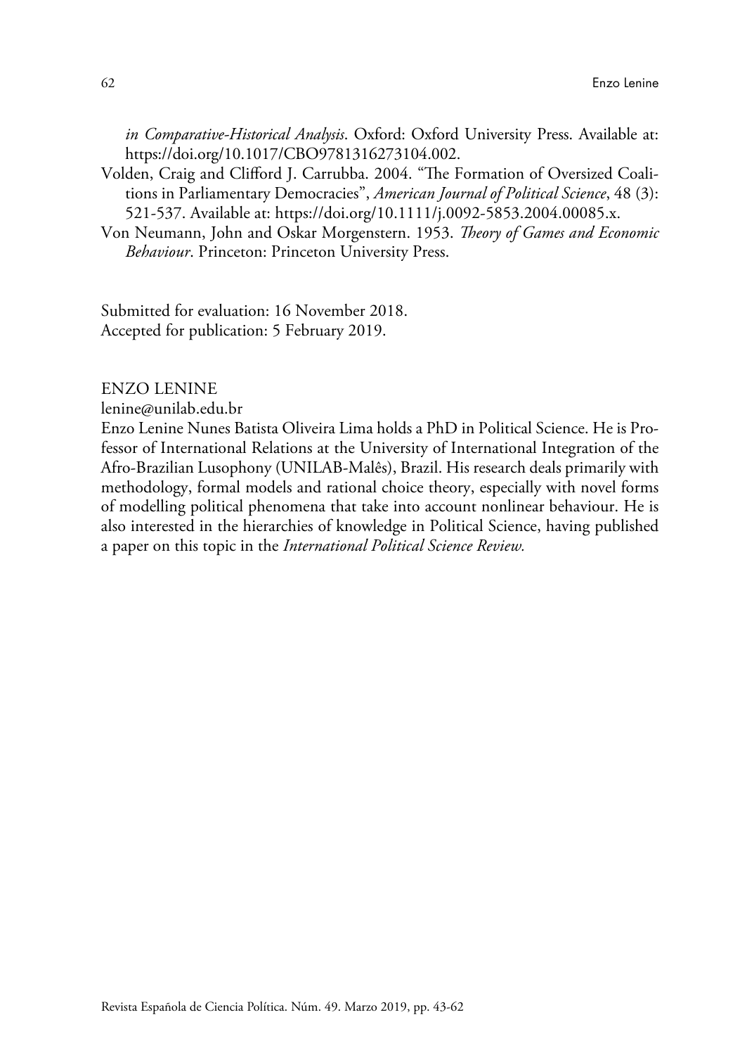*in Comparative-Historical Analysis*. Oxford: Oxford University Press. Available at: https://doi.org/10.1017/CBO9781316273104.002.

Volden, Craig and Clifford J. Carrubba. 2004. "The Formation of Oversized Coalitions in Parliamentary Democracies", *American Journal of Political Science*, 48 (3): 521-537. Available at: https://doi.org/10.1111/j.0092-5853.2004.00085.x.

Von Neumann, John and Oskar Morgenstern. 1953. *Theory of Games and Economic Behaviour*. Princeton: Princeton University Press.

Submitted for evaluation: 16 November 2018.
Accepted for publication: 5 February 2019.

ENZO LENINE

lenine@unilab.edu.br

Enzo Lenine Nunes Batista Oliveira Lima holds a PhD in Political Science. He is Professor of International Relations at the University of International Integration of the Afro-Brazilian Lusophony (UNILAB-Malês), Brazil. His research deals primarily with methodology, formal models and rational choice theory, especially with novel forms of modelling political phenomena that take into account nonlinear behaviour. He is also interested in the hierarchies of knowledge in Political Science, having published a paper on this topic in the *International Political Science Review.*